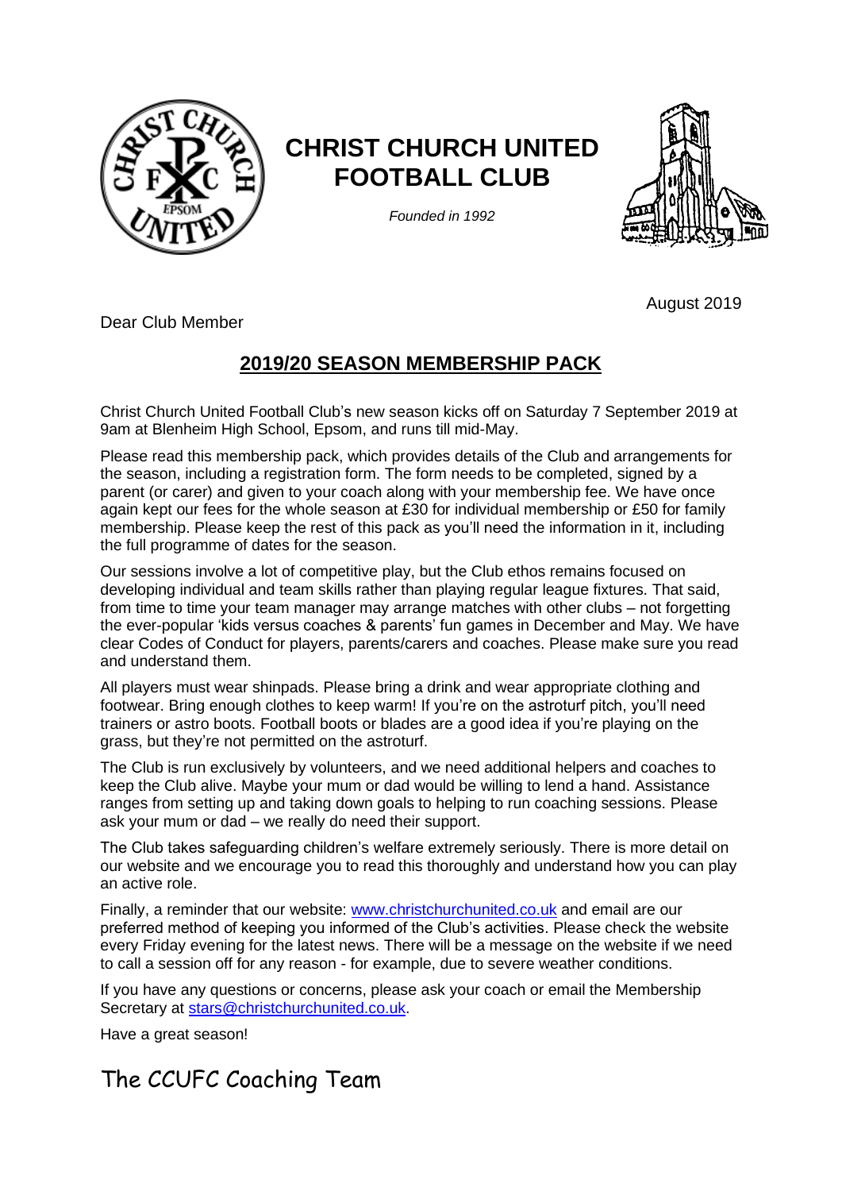# CHRIST CHURCH UNITED FOOTBALL CLUB

*Founded in 1992*

August 2019

Dear Club Member

## 2019/20 SEASON MEMBERSHIP PACK

Christ Church United Football Club's new season kicks off on Saturday 7 September 2019 at 9am at Blenheim High School, Epsom, and runs till mid-May.

Please read this membership pack, which provides details of the Club and arrangements for the season, including a registration form. The form needs to be completed, signed by a parent (or carer) and given to your coach along with your membership fee. We have once again kept our fees for the whole season at £30 for individual membership or £50 for family membership. Please keep the rest of this pack as you'll need the information in it, including the full programme of dates for the season.

Our sessions involve a lot of competitive play, but the Club ethos remains focused on developing individual and team skills rather than playing regular league fixtures. That said, from time to time your team manager may arrange matches with other clubs – not forgetting the ever-popular 'kids versus coaches & parents' fun games in December and May. We have clear Codes of Conduct for players, parents/carers and coaches. Please make sure you read and understand them.

All players must wear shinpads. Please bring a drink and wear appropriate clothing and footwear. Bring enough clothes to keep warm! If you're on the astroturf pitch, you'll need trainers or astro boots. Football boots or blades are a good idea if you're playing on the grass, but they're not permitted on the astroturf.

The Club is run exclusively by volunteers, and we need additional helpers and coaches to keep the Club alive. Maybe your mum or dad would be willing to lend a hand. Assistance ranges from setting up and taking down goals to helping to run coaching sessions. Please ask your mum or dad – we really do need their support.

The Club takes safeguarding children's welfare extremely seriously. There is more detail on our website and we encourage you to read this thoroughly and understand how you can play an active role.

Finally, a reminder that our website: www.christchurchunited.co.uk and email are our preferred method of keeping you informed of the Club's activities. Please check the website every Friday evening for the latest news. There will be a message on the website if we need to call a session off for any reason - for example, due to severe weather conditions.

If you have any questions or concerns, please ask your coach or email the Membership Secretary at stars@christchurchunited.co.uk.

Have a great season!

The CCUFC Coaching Team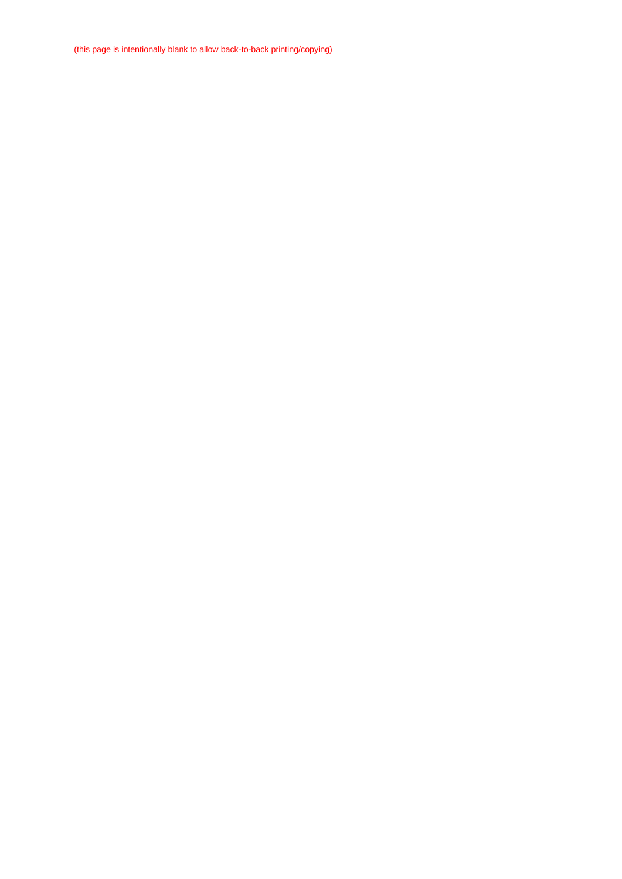(this page is intentionally blank to allow back-to-back printing/copying)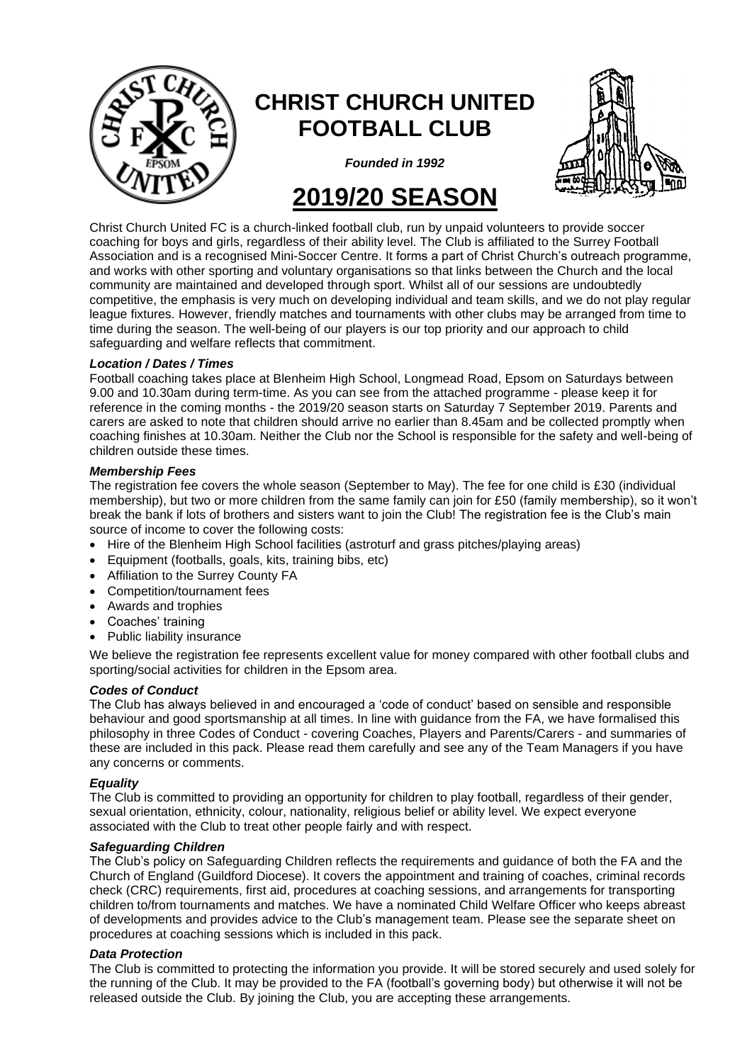# CHRIST CHURCH UNITED FOOTBALL CLUB

*Founded in 1992*

# 2019/20 SEASON

Christ Church United FC is a church-linked football club, run by unpaid volunteers to provide soccer coaching for boys and girls, regardless of their ability level. The Club is affiliated to the Surrey Football Association and is a recognised Mini-Soccer Centre. It forms a part of Christ Church's outreach programme, and works with other sporting and voluntary organisations so that links between the Church and the local community are maintained and developed through sport. Whilst all of our sessions are undoubtedly competitive, the emphasis is very much on developing individual and team skills, and we do not play regular league fixtures. However, friendly matches and tournaments with other clubs may be arranged from time to time during the season. The well-being of our players is our top priority and our approach to child safeguarding and welfare reflects that commitment.

### *Location / Dates / Times*

Football coaching takes place at Blenheim High School, Longmead Road, Epsom on Saturdays between 9.00 and 10.30am during term-time. As you can see from the attached programme - please keep it for reference in the coming months - the 2019/20 season starts on Saturday 7 September 2019. Parents and carers are asked to note that children should arrive no earlier than 8.45am and be collected promptly when coaching finishes at 10.30am. Neither the Club nor the School is responsible for the safety and well-being of children outside these times.

### *Membership Fees*

The registration fee covers the whole season (September to May). The fee for one child is £30 (individual membership), but two or more children from the same family can join for £50 (family membership), so it won't break the bank if lots of brothers and sisters want to join the Club! The registration fee is the Club's main source of income to cover the following costs:

- Hire of the Blenheim High School facilities (astroturf and grass pitches/playing areas)
- Equipment (footballs, goals, kits, training bibs, etc)
- Affiliation to the Surrey County FA
- Competition/tournament fees
- Awards and trophies
- Coaches' training
- Public liability insurance

We believe the registration fee represents excellent value for money compared with other football clubs and sporting/social activities for children in the Epsom area.

### *Codes of Conduct*

The Club has always believed in and encouraged a 'code of conduct' based on sensible and responsible behaviour and good sportsmanship at all times. In line with guidance from the FA, we have formalised this philosophy in three Codes of Conduct - covering Coaches, Players and Parents/Carers - and summaries of these are included in this pack. Please read them carefully and see any of the Team Managers if you have any concerns or comments.

### *Equality*

The Club is committed to providing an opportunity for children to play football, regardless of their gender, sexual orientation, ethnicity, colour, nationality, religious belief or ability level. We expect everyone associated with the Club to treat other people fairly and with respect.

### *Safeguarding Children*

The Club's policy on Safeguarding Children reflects the requirements and guidance of both the FA and the Church of England (Guildford Diocese). It covers the appointment and training of coaches, criminal records check (CRC) requirements, first aid, procedures at coaching sessions, and arrangements for transporting children to/from tournaments and matches. We have a nominated Child Welfare Officer who keeps abreast of developments and provides advice to the Club's management team. Please see the separate sheet on procedures at coaching sessions which is included in this pack.

### *Data Protection*

The Club is committed to protecting the information you provide. It will be stored securely and used solely for the running of the Club. It may be provided to the FA (football's governing body) but otherwise it will not be released outside the Club. By joining the Club, you are accepting these arrangements.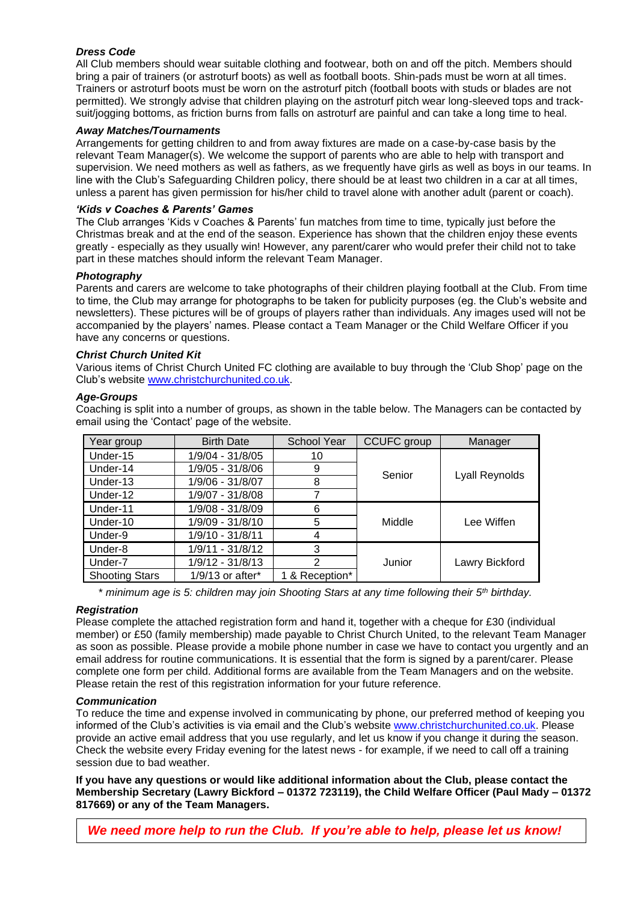### *Dress Code*

All Club members should wear suitable clothing and footwear, both on and off the pitch. Members should bring a pair of trainers (or astroturf boots) as well as football boots. Shin-pads must be worn at all times. Trainers or astroturf boots must be worn on the astroturf pitch (football boots with studs or blades are not permitted). We strongly advise that children playing on the astroturf pitch wear long-sleeved tops and track-suit/jogging bottoms, as friction burns from falls on astroturf are painful and can take a long time to heal.

### *Away Matches/Tournaments*

Arrangements for getting children to and from away fixtures are made on a case-by-case basis by the relevant Team Manager(s). We welcome the support of parents who are able to help with transport and supervision. We need mothers as well as fathers, as we frequently have girls as well as boys in our teams. In line with the Club's Safeguarding Children policy, there should be at least two children in a car at all times, unless a parent has given permission for his/her child to travel alone with another adult (parent or coach).

### *'Kids v Coaches & Parents' Games*

The Club arranges 'Kids v Coaches & Parents' fun matches from time to time, typically just before the Christmas break and at the end of the season. Experience has shown that the children enjoy these events greatly - especially as they usually win! However, any parent/carer who would prefer their child not to take part in these matches should inform the relevant Team Manager.

### *Photography*

Parents and carers are welcome to take photographs of their children playing football at the Club. From time to time, the Club may arrange for photographs to be taken for publicity purposes (eg. the Club's website and newsletters). These pictures will be of groups of players rather than individuals. Any images used will not be accompanied by the players' names. Please contact a Team Manager or the Child Welfare Officer if you have any concerns or questions.

### *Christ Church United Kit*

Various items of Christ Church United FC clothing are available to buy through the 'Club Shop' page on the Club's website www.christchurchunited.co.uk.

### *Age-Groups*

Coaching is split into a number of groups, as shown in the table below. The Managers can be contacted by email using the 'Contact' page of the website.

| Year group | Birth Date | School Year | CCUFC group | Manager |
|---|---|---|---|---|
| Under-15 | 1/9/04 - 31/8/05 | 10 | Senior | Lyall Reynolds |
| Under-14 | 1/9/05 - 31/8/06 | 9 | | |
| Under-13 | 1/9/06 - 31/8/07 | 8 | | |
| Under-12 | 1/9/07 - 31/8/08 | 7 | | |
| Under-11 | 1/9/08 - 31/8/09 | 6 | Middle | Lee Wiffen |
| Under-10 | 1/9/09 - 31/8/10 | 5 | | |
| Under-9 | 1/9/10 - 31/8/11 | 4 | | |
| Under-8 | 1/9/11 - 31/8/12 | 3 | Junior | Lawry Bickford |
| Under-7 | 1/9/12 - 31/8/13 | 2 | | |
| Shooting Stars | 1/9/13 or after* | 1 & Reception* | | |

*\* minimum age is 5: children may join Shooting Stars at any time following their 5th birthday.*

### *Registration*

Please complete the attached registration form and hand it, together with a cheque for £30 (individual member) or £50 (family membership) made payable to Christ Church United, to the relevant Team Manager as soon as possible. Please provide a mobile phone number in case we have to contact you urgently and an email address for routine communications. It is essential that the form is signed by a parent/carer. Please complete one form per child. Additional forms are available from the Team Managers and on the website. Please retain the rest of this registration information for your future reference.

### *Communication*

To reduce the time and expense involved in communicating by phone, our preferred method of keeping you informed of the Club's activities is via email and the Club's website www.christchurchunited.co.uk. Please provide an active email address that you use regularly, and let us know if you change it during the season. Check the website every Friday evening for the latest news - for example, if we need to call off a training session due to bad weather.

**If you have any questions or would like additional information about the Club, please contact the Membership Secretary (Lawry Bickford – 01372 723119), the Child Welfare Officer (Paul Mady – 01372 817669) or any of the Team Managers.**

***We need more help to run the Club. If you're able to help, please let us know!***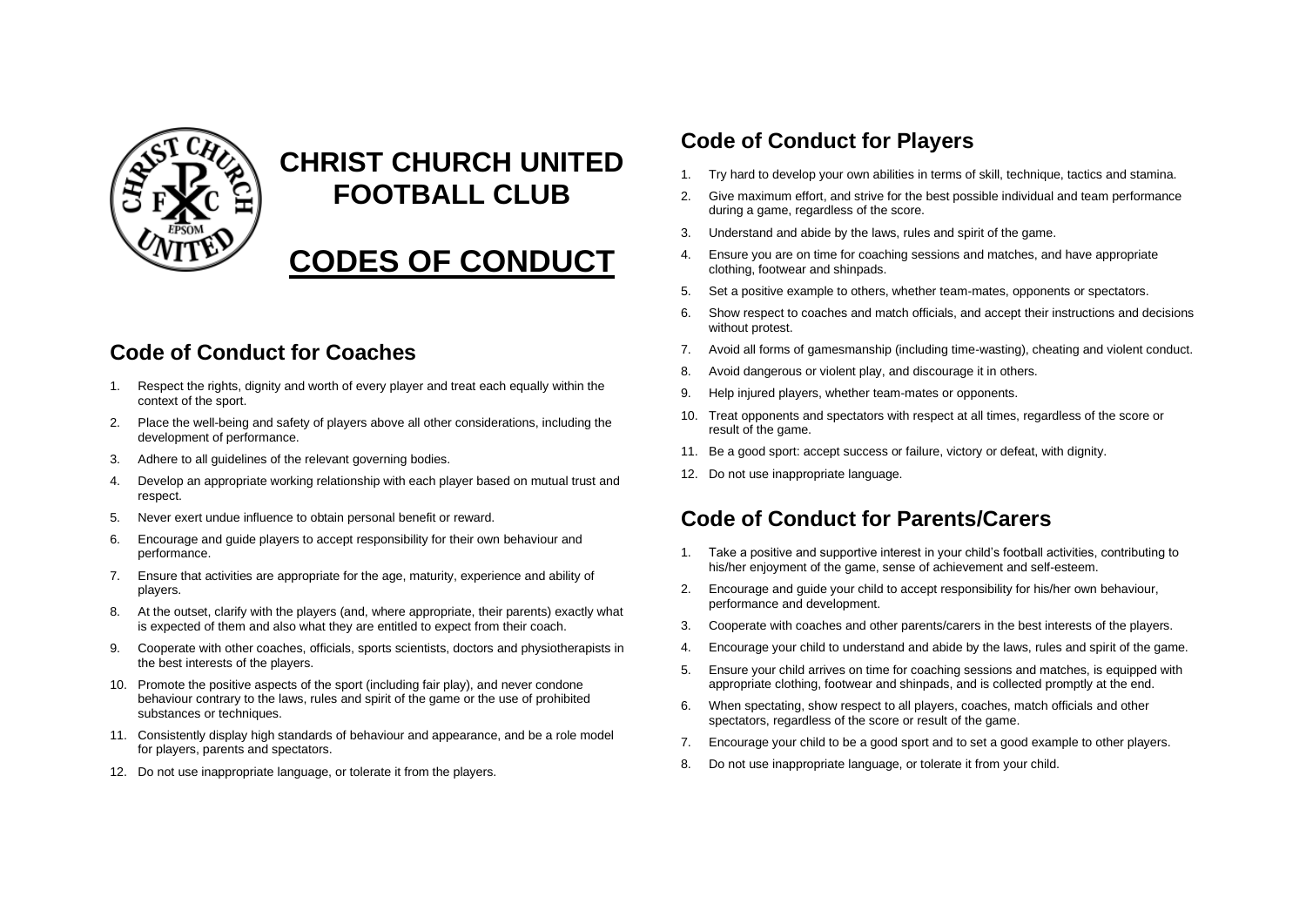# CHRIST CHURCH UNITED FOOTBALL CLUB

# CODES OF CONDUCT

## Code of Conduct for Coaches

1. Respect the rights, dignity and worth of every player and treat each equally within the context of the sport.
2. Place the well-being and safety of players above all other considerations, including the development of performance.
3. Adhere to all guidelines of the relevant governing bodies.
4. Develop an appropriate working relationship with each player based on mutual trust and respect.
5. Never exert undue influence to obtain personal benefit or reward.
6. Encourage and guide players to accept responsibility for their own behaviour and performance.
7. Ensure that activities are appropriate for the age, maturity, experience and ability of players.
8. At the outset, clarify with the players (and, where appropriate, their parents) exactly what is expected of them and also what they are entitled to expect from their coach.
9. Cooperate with other coaches, officials, sports scientists, doctors and physiotherapists in the best interests of the players.
10. Promote the positive aspects of the sport (including fair play), and never condone behaviour contrary to the laws, rules and spirit of the game or the use of prohibited substances or techniques.
11. Consistently display high standards of behaviour and appearance, and be a role model for players, parents and spectators.
12. Do not use inappropriate language, or tolerate it from the players.

## Code of Conduct for Players

1. Try hard to develop your own abilities in terms of skill, technique, tactics and stamina.
2. Give maximum effort, and strive for the best possible individual and team performance during a game, regardless of the score.
3. Understand and abide by the laws, rules and spirit of the game.
4. Ensure you are on time for coaching sessions and matches, and have appropriate clothing, footwear and shinpads.
5. Set a positive example to others, whether team-mates, opponents or spectators.
6. Show respect to coaches and match officials, and accept their instructions and decisions without protest.
7. Avoid all forms of gamesmanship (including time-wasting), cheating and violent conduct.
8. Avoid dangerous or violent play, and discourage it in others.
9. Help injured players, whether team-mates or opponents.
10. Treat opponents and spectators with respect at all times, regardless of the score or result of the game.
11. Be a good sport: accept success or failure, victory or defeat, with dignity.
12. Do not use inappropriate language.

## Code of Conduct for Parents/Carers

1. Take a positive and supportive interest in your child's football activities, contributing to his/her enjoyment of the game, sense of achievement and self-esteem.
2. Encourage and guide your child to accept responsibility for his/her own behaviour, performance and development.
3. Cooperate with coaches and other parents/carers in the best interests of the players.
4. Encourage your child to understand and abide by the laws, rules and spirit of the game.
5. Ensure your child arrives on time for coaching sessions and matches, is equipped with appropriate clothing, footwear and shinpads, and is collected promptly at the end.
6. When spectating, show respect to all players, coaches, match officials and other spectators, regardless of the score or result of the game.
7. Encourage your child to be a good sport and to set a good example to other players.
8. Do not use inappropriate language, or tolerate it from your child.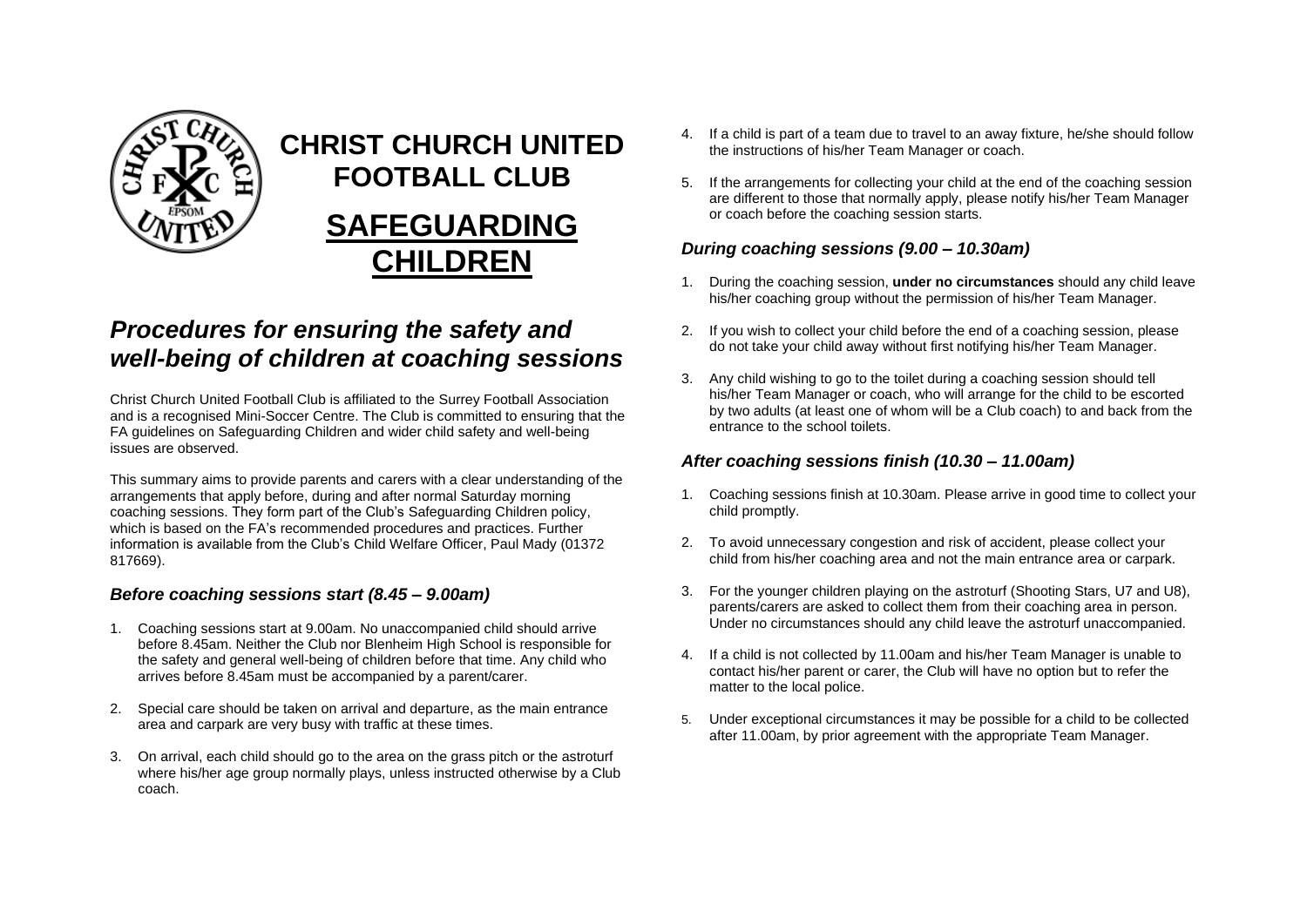# CHRIST CHURCH UNITED FOOTBALL CLUB

# SAFEGUARDING CHILDREN

## *Procedures for ensuring the safety and well-being of children at coaching sessions*

Christ Church United Football Club is affiliated to the Surrey Football Association and is a recognised Mini-Soccer Centre. The Club is committed to ensuring that the FA guidelines on Safeguarding Children and wider child safety and well-being issues are observed.

This summary aims to provide parents and carers with a clear understanding of the arrangements that apply before, during and after normal Saturday morning coaching sessions. They form part of the Club's Safeguarding Children policy, which is based on the FA's recommended procedures and practices. Further information is available from the Club's Child Welfare Officer, Paul Mady (01372 817669).

### *Before coaching sessions start (8.45 – 9.00am)*

1. Coaching sessions start at 9.00am. No unaccompanied child should arrive before 8.45am. Neither the Club nor Blenheim High School is responsible for the safety and general well-being of children before that time. Any child who arrives before 8.45am must be accompanied by a parent/carer.
2. Special care should be taken on arrival and departure, as the main entrance area and carpark are very busy with traffic at these times.
3. On arrival, each child should go to the area on the grass pitch or the astroturf where his/her age group normally plays, unless instructed otherwise by a Club coach.
4. If a child is part of a team due to travel to an away fixture, he/she should follow the instructions of his/her Team Manager or coach.
5. If the arrangements for collecting your child at the end of the coaching session are different to those that normally apply, please notify his/her Team Manager or coach before the coaching session starts.

### *During coaching sessions (9.00 – 10.30am)*

1. During the coaching session, **under no circumstances** should any child leave his/her coaching group without the permission of his/her Team Manager.
2. If you wish to collect your child before the end of a coaching session, please do not take your child away without first notifying his/her Team Manager.
3. Any child wishing to go to the toilet during a coaching session should tell his/her Team Manager or coach, who will arrange for the child to be escorted by two adults (at least one of whom will be a Club coach) to and back from the entrance to the school toilets.

### *After coaching sessions finish (10.30 – 11.00am)*

1. Coaching sessions finish at 10.30am. Please arrive in good time to collect your child promptly.
2. To avoid unnecessary congestion and risk of accident, please collect your child from his/her coaching area and not the main entrance area or carpark.
3. For the younger children playing on the astroturf (Shooting Stars, U7 and U8), parents/carers are asked to collect them from their coaching area in person. Under no circumstances should any child leave the astroturf unaccompanied.
4. If a child is not collected by 11.00am and his/her Team Manager is unable to contact his/her parent or carer, the Club will have no option but to refer the matter to the local police.
5. Under exceptional circumstances it may be possible for a child to be collected after 11.00am, by prior agreement with the appropriate Team Manager.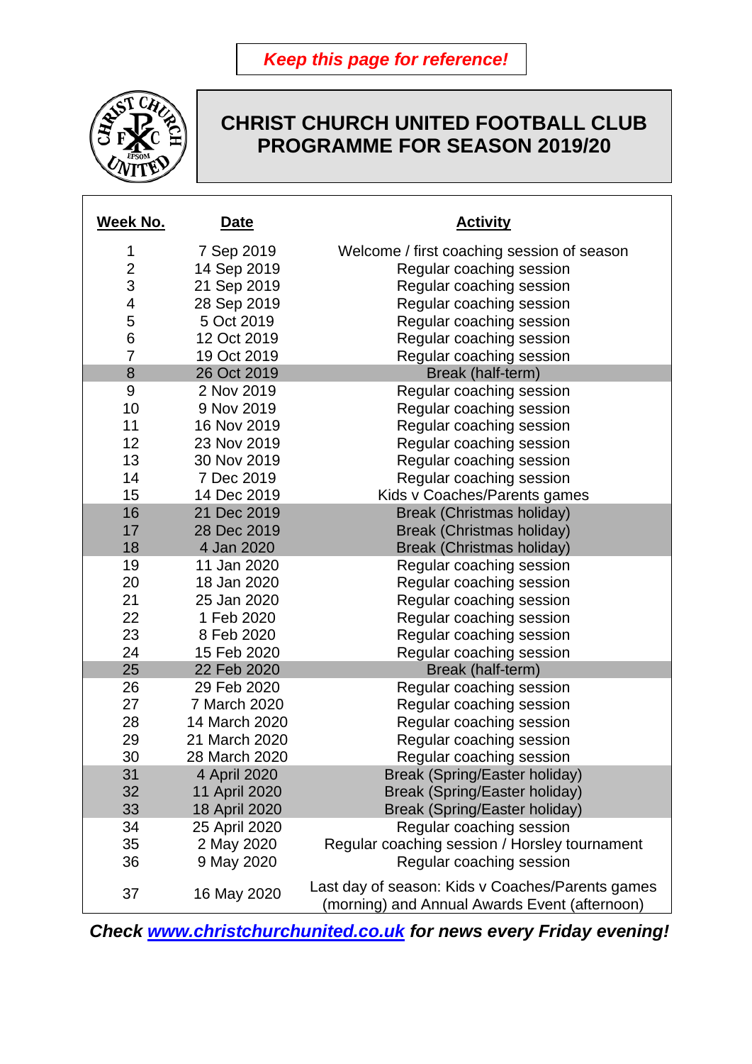***Keep this page for reference!***

# CHRIST CHURCH UNITED FOOTBALL CLUB PROGRAMME FOR SEASON 2019/20

| Week No. | Date | Activity |
|---|---|---|
| 1 | 7 Sep 2019 | Welcome / first coaching session of season |
| 2 | 14 Sep 2019 | Regular coaching session |
| 3 | 21 Sep 2019 | Regular coaching session |
| 4 | 28 Sep 2019 | Regular coaching session |
| 5 | 5 Oct 2019 | Regular coaching session |
| 6 | 12 Oct 2019 | Regular coaching session |
| 7 | 19 Oct 2019 | Regular coaching session |
| 8 | 26 Oct 2019 | Break (half-term) |
| 9 | 2 Nov 2019 | Regular coaching session |
| 10 | 9 Nov 2019 | Regular coaching session |
| 11 | 16 Nov 2019 | Regular coaching session |
| 12 | 23 Nov 2019 | Regular coaching session |
| 13 | 30 Nov 2019 | Regular coaching session |
| 14 | 7 Dec 2019 | Regular coaching session |
| 15 | 14 Dec 2019 | Kids v Coaches/Parents games |
| 16 | 21 Dec 2019 | Break (Christmas holiday) |
| 17 | 28 Dec 2019 | Break (Christmas holiday) |
| 18 | 4 Jan 2020 | Break (Christmas holiday) |
| 19 | 11 Jan 2020 | Regular coaching session |
| 20 | 18 Jan 2020 | Regular coaching session |
| 21 | 25 Jan 2020 | Regular coaching session |
| 22 | 1 Feb 2020 | Regular coaching session |
| 23 | 8 Feb 2020 | Regular coaching session |
| 24 | 15 Feb 2020 | Regular coaching session |
| 25 | 22 Feb 2020 | Break (half-term) |
| 26 | 29 Feb 2020 | Regular coaching session |
| 27 | 7 March 2020 | Regular coaching session |
| 28 | 14 March 2020 | Regular coaching session |
| 29 | 21 March 2020 | Regular coaching session |
| 30 | 28 March 2020 | Regular coaching session |
| 31 | 4 April 2020 | Break (Spring/Easter holiday) |
| 32 | 11 April 2020 | Break (Spring/Easter holiday) |
| 33 | 18 April 2020 | Break (Spring/Easter holiday) |
| 34 | 25 April 2020 | Regular coaching session |
| 35 | 2 May 2020 | Regular coaching session / Horsley tournament |
| 36 | 9 May 2020 | Regular coaching session |
| 37 | 16 May 2020 | Last day of season: Kids v Coaches/Parents games (morning) and Annual Awards Event (afternoon) |

***Check www.christchurchunited.co.uk for news every Friday evening!***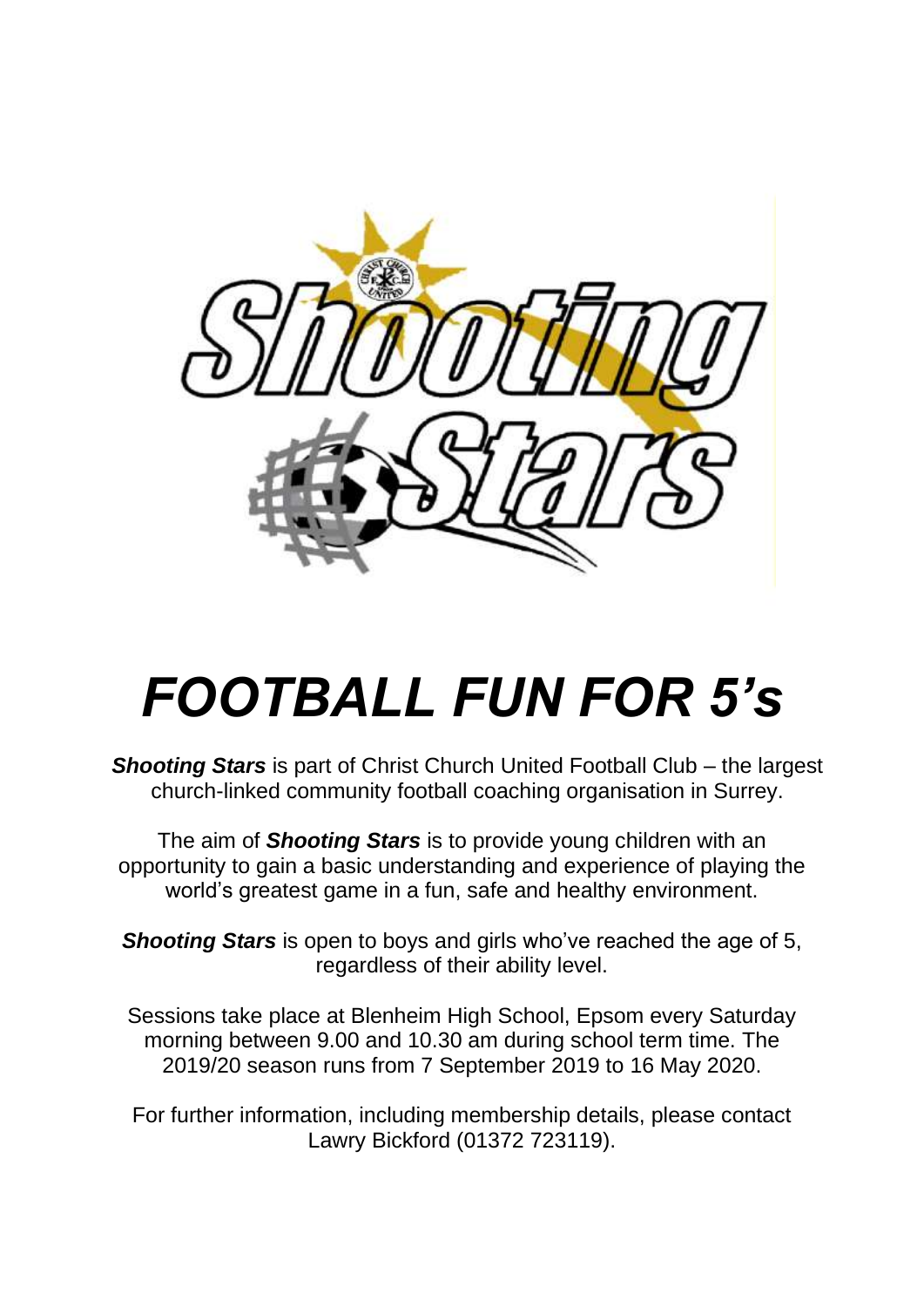# *FOOTBALL FUN FOR 5's*

***Shooting Stars*** is part of Christ Church United Football Club – the largest church-linked community football coaching organisation in Surrey.

The aim of ***Shooting Stars*** is to provide young children with an opportunity to gain a basic understanding and experience of playing the world's greatest game in a fun, safe and healthy environment.

***Shooting Stars*** is open to boys and girls who've reached the age of 5, regardless of their ability level.

Sessions take place at Blenheim High School, Epsom every Saturday morning between 9.00 and 10.30 am during school term time. The 2019/20 season runs from 7 September 2019 to 16 May 2020.

For further information, including membership details, please contact Lawry Bickford (01372 723119).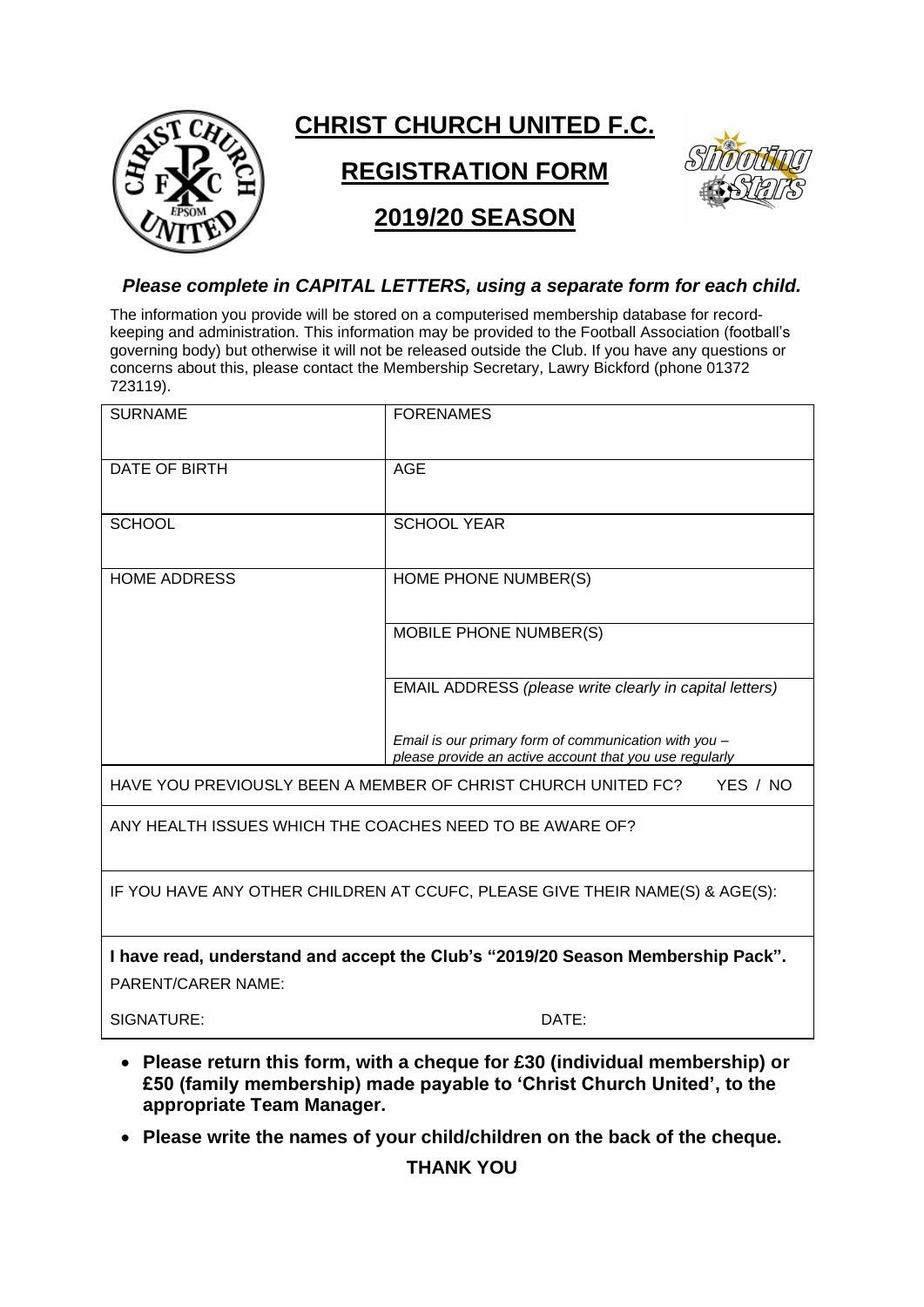# CHRIST CHURCH UNITED F.C.

## REGISTRATION FORM

## 2019/20 SEASON

***Please complete in CAPITAL LETTERS, using a separate form for each child.***

The information you provide will be stored on a computerised membership database for record-keeping and administration. This information may be provided to the Football Association (football's governing body) but otherwise it will not be released outside the Club. If you have any questions or concerns about this, please contact the Membership Secretary, Lawry Bickford (phone 01372 723119).

| | |
|---|---|
| SURNAME | FORENAMES |
| DATE OF BIRTH | AGE |
| SCHOOL | SCHOOL YEAR |
| HOME ADDRESS | HOME PHONE NUMBER(S) |
| | MOBILE PHONE NUMBER(S) |
| | EMAIL ADDRESS *(please write clearly in capital letters)* <br> *Email is our primary form of communication with you – please provide an active account that you use regularly* |

HAVE YOU PREVIOUSLY BEEN A MEMBER OF CHRIST CHURCH UNITED FC? YES / NO

ANY HEALTH ISSUES WHICH THE COACHES NEED TO BE AWARE OF?

IF YOU HAVE ANY OTHER CHILDREN AT CCUFC, PLEASE GIVE THEIR NAME(S) & AGE(S):

**I have read, understand and accept the Club's "2019/20 Season Membership Pack".**

PARENT/CARER NAME:

SIGNATURE: DATE:

- **Please return this form, with a cheque for £30 (individual membership) or £50 (family membership) made payable to 'Christ Church United', to the appropriate Team Manager.**
- **Please write the names of your child/children on the back of the cheque.**

**THANK YOU**